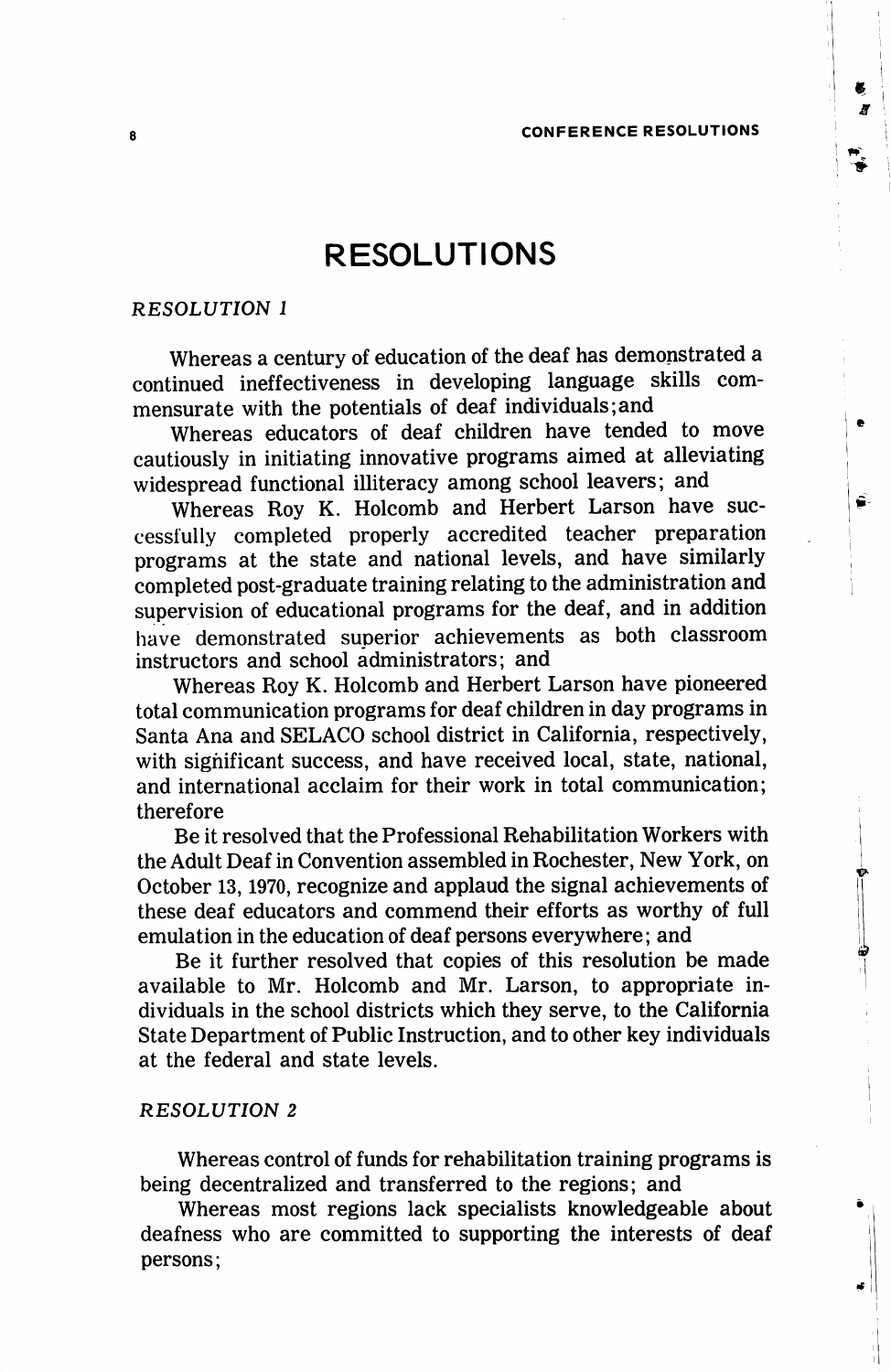# RESOLUTIONS

*RESOLUTION 1*

Whereas a century of education of the deaf has demonstrated a continued ineffectiveness in developing language skills commensurate with the potentials of deaf individuals;and

Whereas educators of deaf children have tended to move cautiously in initiating innovative programs aimed at alleviating widespread functional illiteracy among school leavers; and

Whereas Roy K. Holcomb and Herbert Larson have successfully completed properly accredited teacher preparation programs at the state and national levels, and have similarly completed post-graduate training relating to the administration and supervision of educational programs for the deaf, and in addition have demonstrated superior achievements as both classroom instructors and school administrators; and

Whereas Roy K. Holcomb and Herbert Larson have pioneered total communication programs for deaf children in day programs in Santa Ana and SELACO school district in California, respectively, with significant success, and have received local, state, national, and international acclaim for their work in total communication; therefore

Be it resolved that the Professional Rehabilitation Workers with the Adult Deaf in Convention assembled in Rochester, New York, on October 13, 1970, recognize and applaud the signal achievements of these deaf educators and commend their efforts as worthy of full emulation in the education of deaf persons everywhere; and

Be it further resolved that copies of this resolution be made available to Mr. Holcomb and Mr. Larson, to appropriate individuals in the school districts which they serve, to the California State Department of Public Instruction, and to other key individuals at the federal and state levels.

*RESOLUTION 2*

Whereas control of funds for rehabilitation training programs is being decentralized and transferred to the regions; and

Whereas most regions lack specialists knowledgeable about deafness who are committed to supporting the interests of deaf persons;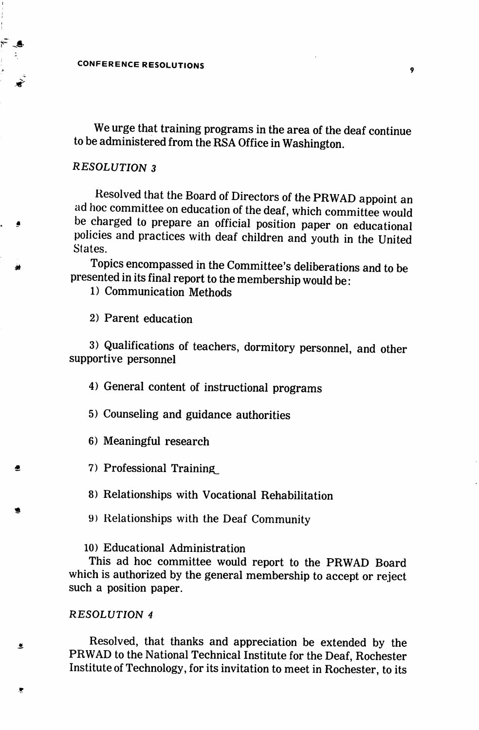We urge that training programs in the area of the deaf continue to be administered from the RSA Office in Washington.

### *RESOLUTION 3*

Resolved that the Board of Directors of the PRWAD appoint an ad hoc committee on education of the deaf, which committee would be charged to prepare an official position paper on educational policies and practices with deaf children and youth in the United States.

Topics encompassed in the Committee's deliberations and to be presented in its final report to the membership would be:

1) Communication Methods

2) Parent education

3) Qualifications of teachers, dormitory personnel, and other supportive personnel

4) General content of instructional programs

5) Counseling and guidance authorities

6) Meaningful research

7) Professional Training

8) Relationships with Vocational Rehabilitation

9) Relationships with the Deaf Community

10) Educational Administration

This ad hoc committee would report to the PRWAD Board which is authorized by the general membership to accept or reject such a position paper.

### *RESOLUTION 4*

Resolved, that thanks and appreciation be extended by the PRWAD to the National Technical Institute for the Deaf, Rochester Institute of Technology, for its invitation to meet in Rochester, to its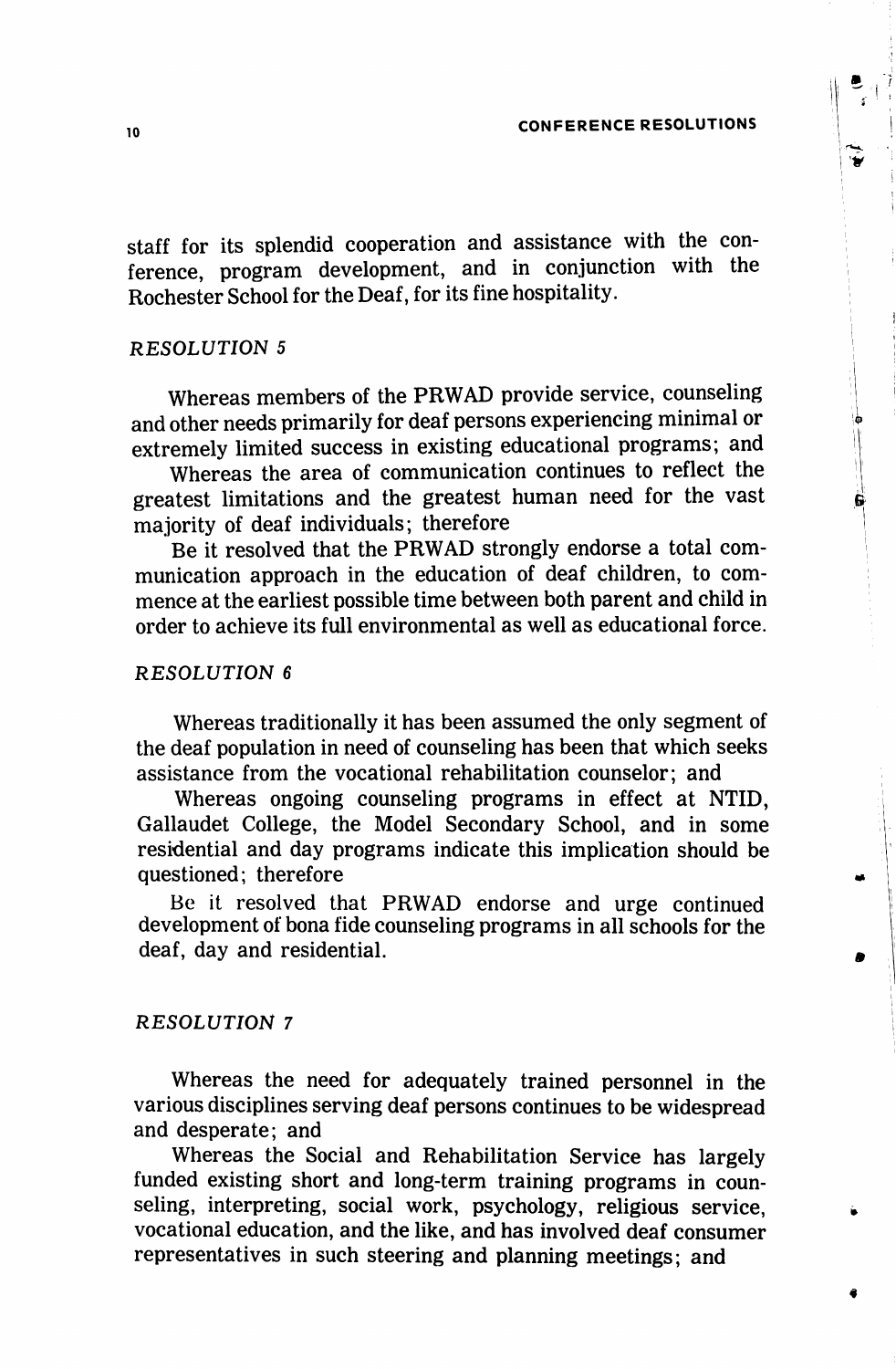staff for its splendid cooperation and assistance with the conference, program development, and in conjunction with the Rochester School for the Deaf, for its fine hospitality.

*RESOLUTION 5*

Whereas members of the PRWAD provide service, counseling and other needs primarily for deaf persons experiencing minimal or extremely limited success in existing educational programs; and

Whereas the area of communication continues to reflect the greatest limitations and the greatest human need for the vast majority of deaf individuals; therefore

Be it resolved that the PRWAD strongly endorse a total communication approach in the education of deaf children, to commence at the earliest possible time between both parent and child in order to achieve its full environmental as well as educational force.

*RESOLUTION 6*

Whereas traditionally it has been assumed the only segment of the deaf population in need of counseling has been that which seeks assistance from the vocational rehabilitation counselor; and

Whereas ongoing counseling programs in effect at NTID, Gallaudet College, the Model Secondary School, and in some residential and day programs indicate this implication should be questioned; therefore

Be it resolved that PRWAD endorse and urge continued development of bona fide counseling programs in all schools for the deaf, day and residential.

*RESOLUTION 7*

Whereas the need for adequately trained personnel in the various disciplines serving deaf persons continues to be widespread and desperate; and

Whereas the Social and Rehabilitation Service has largely funded existing short and long-term training programs in counseling, interpreting, social work, psychology, religious service, vocational education, and the like, and has involved deaf consumer representatives in such steering and planning meetings; and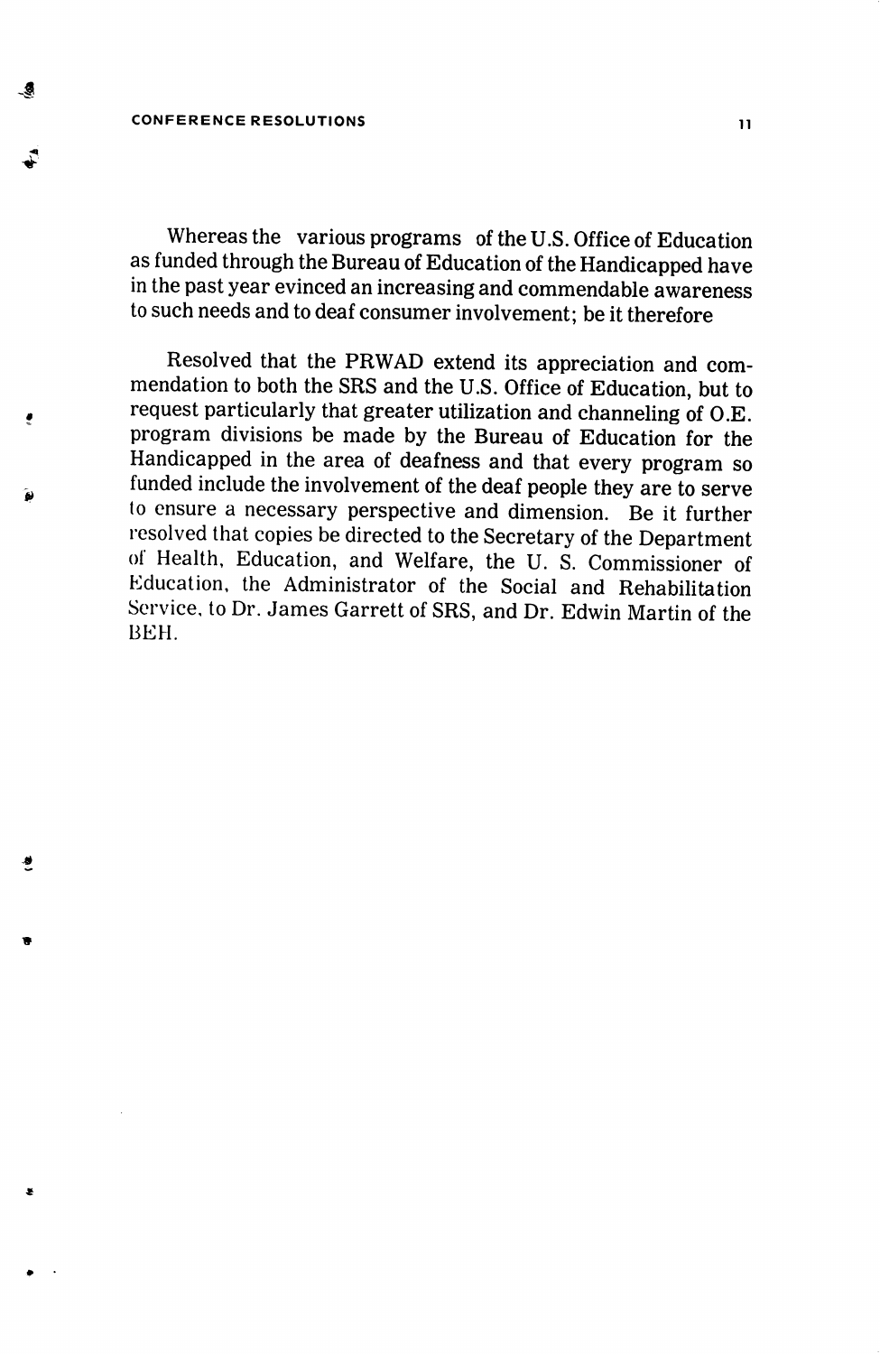Whereas the various programs of the U.S. Office of Education as funded through the Bureau of Education of the Handicapped have in the past year evinced an increasing and commendable awareness to such needs and to deaf consumer involvement; be it therefore

Resolved that the PRWAD extend its appreciation and commendation to both the SRS and the U.S. Office of Education, but to request particularly that greater utilization and channeling of O.E. program divisions be made by the Bureau of Education for the Handicapped in the area of deafness and that every program so funded include the involvement of the deaf people they are to serve to ensure a necessary perspective and dimension. Be it further resolved that copies be directed to the Secretary of the Department of Health, Education, and Welfare, the U. S. Commissioner of Education, the Administrator of the Social and Rehabilitation Service, to Dr. James Garrett of SRS, and Dr. Edwin Martin of the BEH.